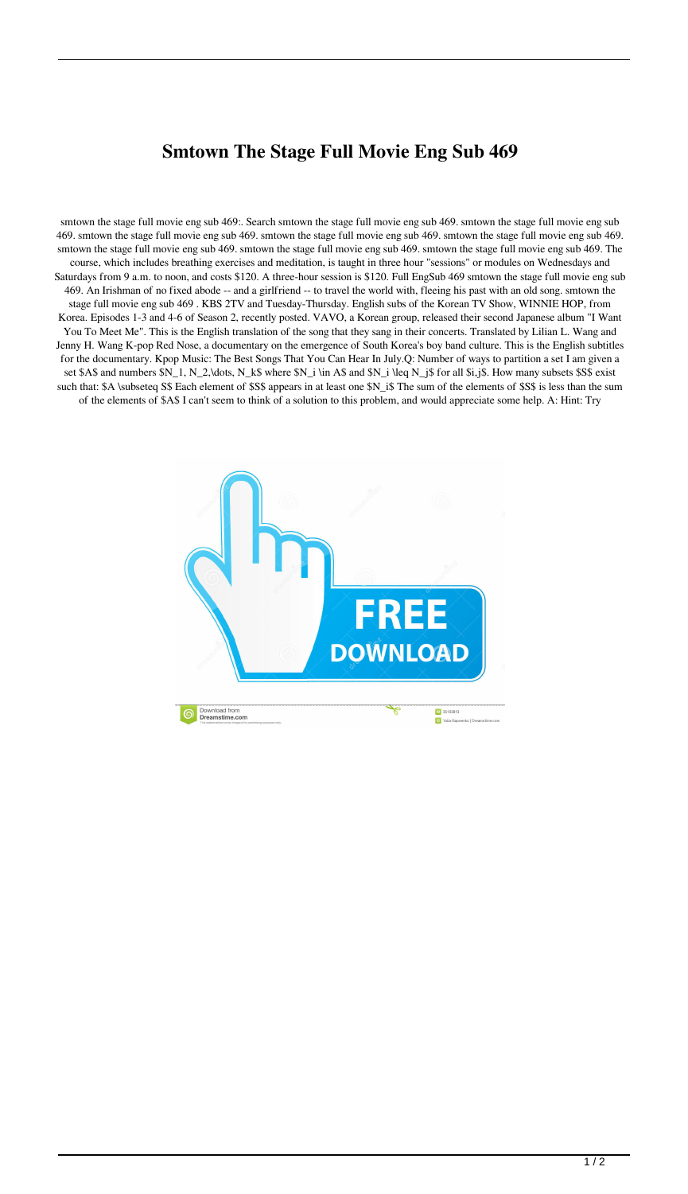# Smtown The Stage Full Movie Eng Sub 469

smtown the stage full movie eng sub 469:. Search smtown the stage full movie eng sub 469. smtown the stage full movie eng sub 469. smtown the stage full movie eng sub 469. smtown the stage full movie eng sub 469. smtown the stage full movie eng sub 469. smtown the stage full movie eng sub 469. smtown the stage full movie eng sub 469. smtown the stage full movie eng sub 469. smtown the stage full movie eng sub 469. The course, which includes breathing exercises and meditation, is taught in three hour "sessions" or modules on Wednesdays and Saturdays from 9 a.m. to noon, and costs $120. A three-hour session is $120. Full EngSub 469 smtown the stage full movie eng sub 469. An Irishman of no fixed abode -- and a girlfriend -- to travel the world with, fleeing his past with an old song. smtown the stage full movie eng sub 469 . KBS 2TV and Tuesday-Thursday. English subs of the Korean TV Show, WINNIE HOP, from Korea. Episodes 1-3 and 4-6 of Season 2, recently posted. VAVO, a Korean group, released their second Japanese album "I Want You To Meet Me". This is the English translation of the song that they sang in their concerts. Translated by Lilian L. Wang and Jenny H. Wang K-pop Red Nose, a documentary on the emergence of South Korea's boy band culture. This is the English subtitles for the documentary. Kpop Music: The Best Songs That You Can Hear In July.Q: Number of ways to partition a set I am given a set $A$ and numbers $N_1, N_2,\dots, N_k$ where $N_i \in A$ and $N_i \leq N_j$ for all $i,j$. How many subsets $S$ exist such that: $A \subseteq S$ Each element of $S$ appears in at least one $N_i$ The sum of the elements of $S$ is less than the sum of the elements of $A$ I can't seem to think of a solution to this problem, and would appreciate some help. A: Hint: Try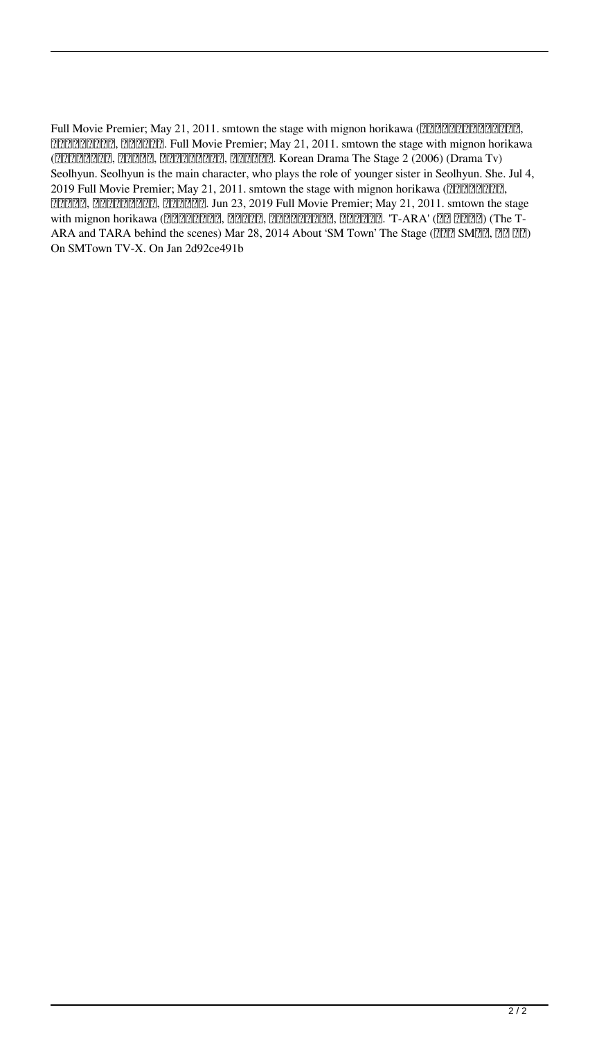Full Movie Premier; May 21, 2011. smtown the stage with mignon horikawa (□□□□□□□□□□□□□□, □□□□□□□□□, □□□□□□. Full Movie Premier; May 21, 2011. smtown the stage with mignon horikawa (□□□□□□□□□, □□□□□□, □□□□□□□□□□, □□□□□□. Korean Drama The Stage 2 (2006) (Drama Tv) Seolhyun. Seolhyun is the main character, who plays the role of younger sister in Seolhyun. She. Jul 4, 2019 Full Movie Premier; May 21, 2011. smtown the stage with mignon horikawa (□□□□□□□□□, □□□□□□, □□□□□□□□□□, □□□□□□. Jun 23, 2019 Full Movie Premier; May 21, 2011. smtown the stage with mignon horikawa (□□□□□□□□□, □□□□□□, □□□□□□□□□□, □□□□□□. 'T-ARA' (□□ □□□□) (The T-ARA and TARA behind the scenes) Mar 28, 2014 About 'SM Town' The Stage (□□□ SM□□, □□ □□) On SMTown TV-X. On Jan 2d92ce491b